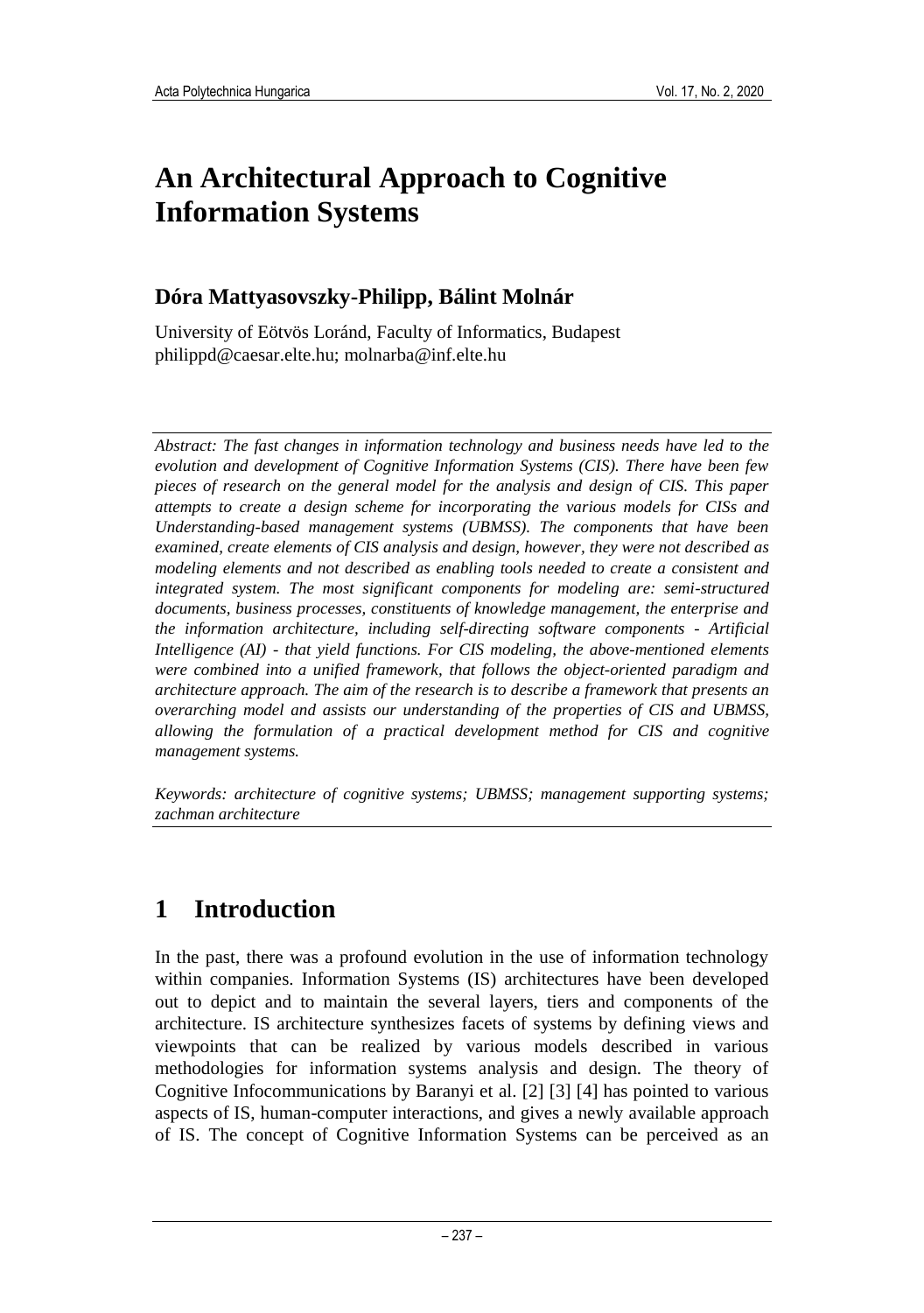# An Architectural Approach to Cognitive Information Systems

## Dóra Mattyasovszky-Philipp, Bálint Molnár

University of Eötvös Loránd, Faculty of Informatics, Budapest
philippd@caesar.elte.hu; molnarba@inf.elte.hu

*Abstract: The fast changes in information technology and business needs have led to the evolution and development of Cognitive Information Systems (CIS). There have been few pieces of research on the general model for the analysis and design of CIS. This paper attempts to create a design scheme for incorporating the various models for CISs and Understanding-based management systems (UBMSS). The components that have been examined, create elements of CIS analysis and design, however, they were not described as modeling elements and not described as enabling tools needed to create a consistent and integrated system. The most significant components for modeling are: semi-structured documents, business processes, constituents of knowledge management, the enterprise and the information architecture, including self-directing software components - Artificial Intelligence (AI) - that yield functions. For CIS modeling, the above-mentioned elements were combined into a unified framework, that follows the object-oriented paradigm and architecture approach. The aim of the research is to describe a framework that presents an overarching model and assists our understanding of the properties of CIS and UBMSS, allowing the formulation of a practical development method for CIS and cognitive management systems.*

*Keywords: architecture of cognitive systems; UBMSS; management supporting systems; zachman architecture*

# 1 Introduction

In the past, there was a profound evolution in the use of information technology within companies. Information Systems (IS) architectures have been developed out to depict and to maintain the several layers, tiers and components of the architecture. IS architecture synthesizes facets of systems by defining views and viewpoints that can be realized by various models described in various methodologies for information systems analysis and design. The theory of Cognitive Infocommunications by Baranyi et al. [2] [3] [4] has pointed to various aspects of IS, human-computer interactions, and gives a newly available approach of IS. The concept of Cognitive Information Systems can be perceived as an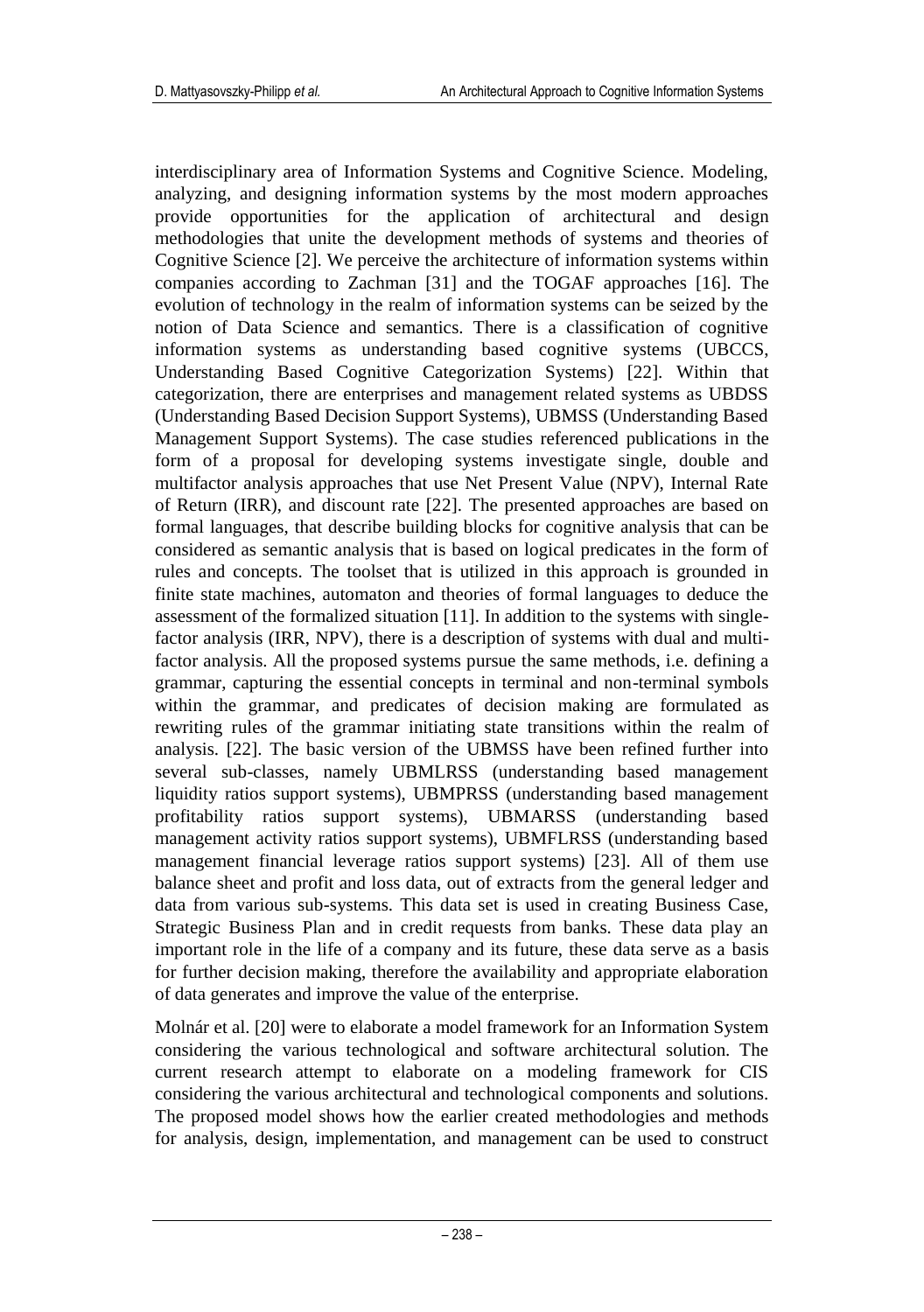interdisciplinary area of Information Systems and Cognitive Science. Modeling, analyzing, and designing information systems by the most modern approaches provide opportunities for the application of architectural and design methodologies that unite the development methods of systems and theories of Cognitive Science [2]. We perceive the architecture of information systems within companies according to Zachman [31] and the TOGAF approaches [16]. The evolution of technology in the realm of information systems can be seized by the notion of Data Science and semantics. There is a classification of cognitive information systems as understanding based cognitive systems (UBCCS, Understanding Based Cognitive Categorization Systems) [22]. Within that categorization, there are enterprises and management related systems as UBDSS (Understanding Based Decision Support Systems), UBMSS (Understanding Based Management Support Systems). The case studies referenced publications in the form of a proposal for developing systems investigate single, double and multifactor analysis approaches that use Net Present Value (NPV), Internal Rate of Return (IRR), and discount rate [22]. The presented approaches are based on formal languages, that describe building blocks for cognitive analysis that can be considered as semantic analysis that is based on logical predicates in the form of rules and concepts. The toolset that is utilized in this approach is grounded in finite state machines, automaton and theories of formal languages to deduce the assessment of the formalized situation [11]. In addition to the systems with single-factor analysis (IRR, NPV), there is a description of systems with dual and multi-factor analysis. All the proposed systems pursue the same methods, i.e. defining a grammar, capturing the essential concepts in terminal and non-terminal symbols within the grammar, and predicates of decision making are formulated as rewriting rules of the grammar initiating state transitions within the realm of analysis. [22]. The basic version of the UBMSS have been refined further into several sub-classes, namely UBMLRSS (understanding based management liquidity ratios support systems), UBMPRSS (understanding based management profitability ratios support systems), UBMARSS (understanding based management activity ratios support systems), UBMFLRSS (understanding based management financial leverage ratios support systems) [23]. All of them use balance sheet and profit and loss data, out of extracts from the general ledger and data from various sub-systems. This data set is used in creating Business Case, Strategic Business Plan and in credit requests from banks. These data play an important role in the life of a company and its future, these data serve as a basis for further decision making, therefore the availability and appropriate elaboration of data generates and improve the value of the enterprise.

Molnár et al. [20] were to elaborate a model framework for an Information System considering the various technological and software architectural solution. The current research attempt to elaborate on a modeling framework for CIS considering the various architectural and technological components and solutions. The proposed model shows how the earlier created methodologies and methods for analysis, design, implementation, and management can be used to construct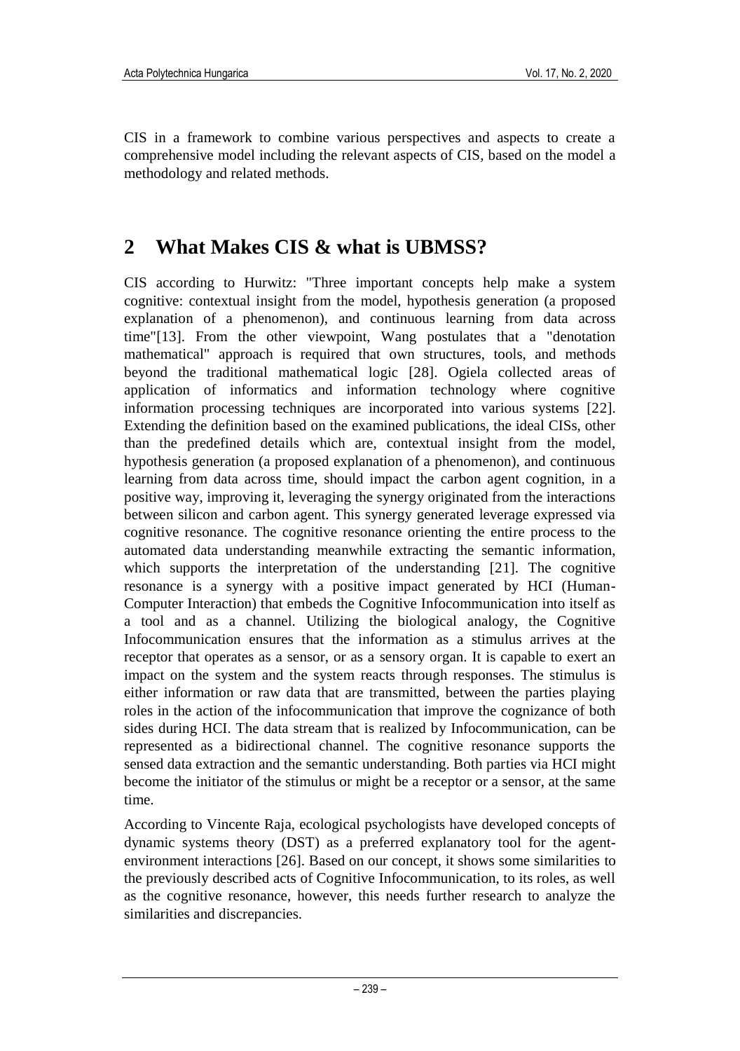CIS in a framework to combine various perspectives and aspects to create a comprehensive model including the relevant aspects of CIS, based on the model a methodology and related methods.

# 2 What Makes CIS & what is UBMSS?

CIS according to Hurwitz: "Three important concepts help make a system cognitive: contextual insight from the model, hypothesis generation (a proposed explanation of a phenomenon), and continuous learning from data across time"[13]. From the other viewpoint, Wang postulates that a "denotation mathematical" approach is required that own structures, tools, and methods beyond the traditional mathematical logic [28]. Ogiela collected areas of application of informatics and information technology where cognitive information processing techniques are incorporated into various systems [22]. Extending the definition based on the examined publications, the ideal CISs, other than the predefined details which are, contextual insight from the model, hypothesis generation (a proposed explanation of a phenomenon), and continuous learning from data across time, should impact the carbon agent cognition, in a positive way, improving it, leveraging the synergy originated from the interactions between silicon and carbon agent. This synergy generated leverage expressed via cognitive resonance. The cognitive resonance orienting the entire process to the automated data understanding meanwhile extracting the semantic information, which supports the interpretation of the understanding [21]. The cognitive resonance is a synergy with a positive impact generated by HCI (Human-Computer Interaction) that embeds the Cognitive Infocommunication into itself as a tool and as a channel. Utilizing the biological analogy, the Cognitive Infocommunication ensures that the information as a stimulus arrives at the receptor that operates as a sensor, or as a sensory organ. It is capable to exert an impact on the system and the system reacts through responses. The stimulus is either information or raw data that are transmitted, between the parties playing roles in the action of the infocommunication that improve the cognizance of both sides during HCI. The data stream that is realized by Infocommunication, can be represented as a bidirectional channel. The cognitive resonance supports the sensed data extraction and the semantic understanding. Both parties via HCI might become the initiator of the stimulus or might be a receptor or a sensor, at the same time.

According to Vincente Raja, ecological psychologists have developed concepts of dynamic systems theory (DST) as a preferred explanatory tool for the agent-environment interactions [26]. Based on our concept, it shows some similarities to the previously described acts of Cognitive Infocommunication, to its roles, as well as the cognitive resonance, however, this needs further research to analyze the similarities and discrepancies.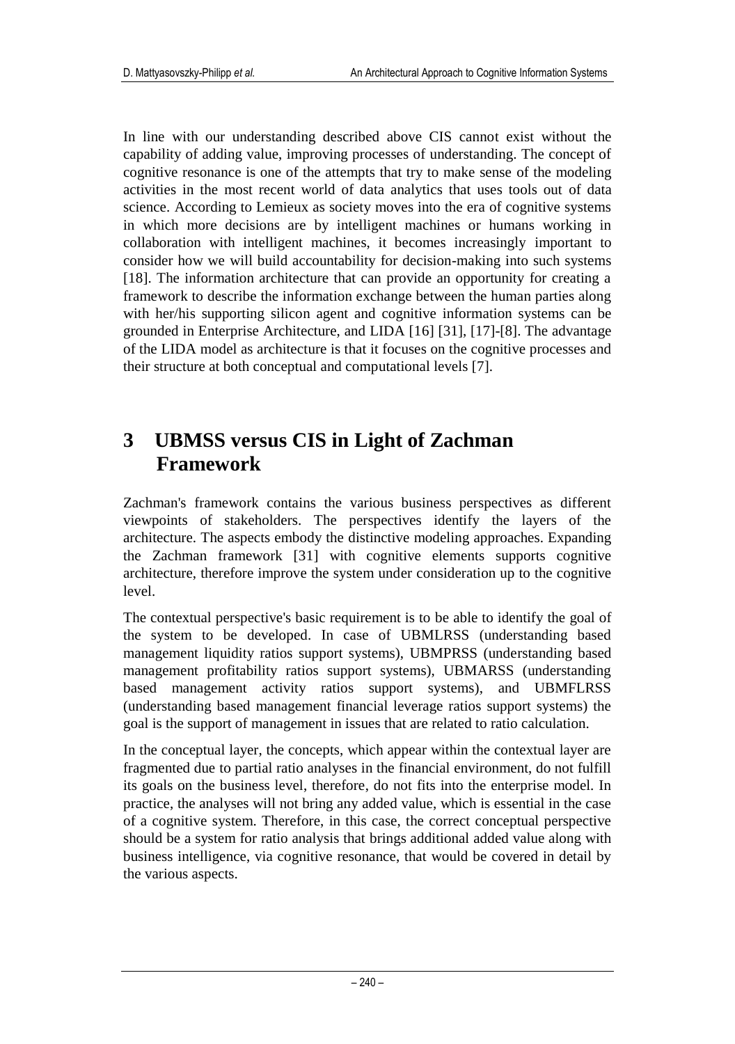In line with our understanding described above CIS cannot exist without the capability of adding value, improving processes of understanding. The concept of cognitive resonance is one of the attempts that try to make sense of the modeling activities in the most recent world of data analytics that uses tools out of data science. According to Lemieux as society moves into the era of cognitive systems in which more decisions are by intelligent machines or humans working in collaboration with intelligent machines, it becomes increasingly important to consider how we will build accountability for decision-making into such systems [18]. The information architecture that can provide an opportunity for creating a framework to describe the information exchange between the human parties along with her/his supporting silicon agent and cognitive information systems can be grounded in Enterprise Architecture, and LIDA [16] [31], [17]-[8]. The advantage of the LIDA model as architecture is that it focuses on the cognitive processes and their structure at both conceptual and computational levels [7].

# 3 UBMSS versus CIS in Light of Zachman Framework

Zachman's framework contains the various business perspectives as different viewpoints of stakeholders. The perspectives identify the layers of the architecture. The aspects embody the distinctive modeling approaches. Expanding the Zachman framework [31] with cognitive elements supports cognitive architecture, therefore improve the system under consideration up to the cognitive level.

The contextual perspective's basic requirement is to be able to identify the goal of the system to be developed. In case of UBMLRSS (understanding based management liquidity ratios support systems), UBMPRSS (understanding based management profitability ratios support systems), UBMARSS (understanding based management activity ratios support systems), and UBMFLRSS (understanding based management financial leverage ratios support systems) the goal is the support of management in issues that are related to ratio calculation.

In the conceptual layer, the concepts, which appear within the contextual layer are fragmented due to partial ratio analyses in the financial environment, do not fulfill its goals on the business level, therefore, do not fits into the enterprise model. In practice, the analyses will not bring any added value, which is essential in the case of a cognitive system. Therefore, in this case, the correct conceptual perspective should be a system for ratio analysis that brings additional added value along with business intelligence, via cognitive resonance, that would be covered in detail by the various aspects.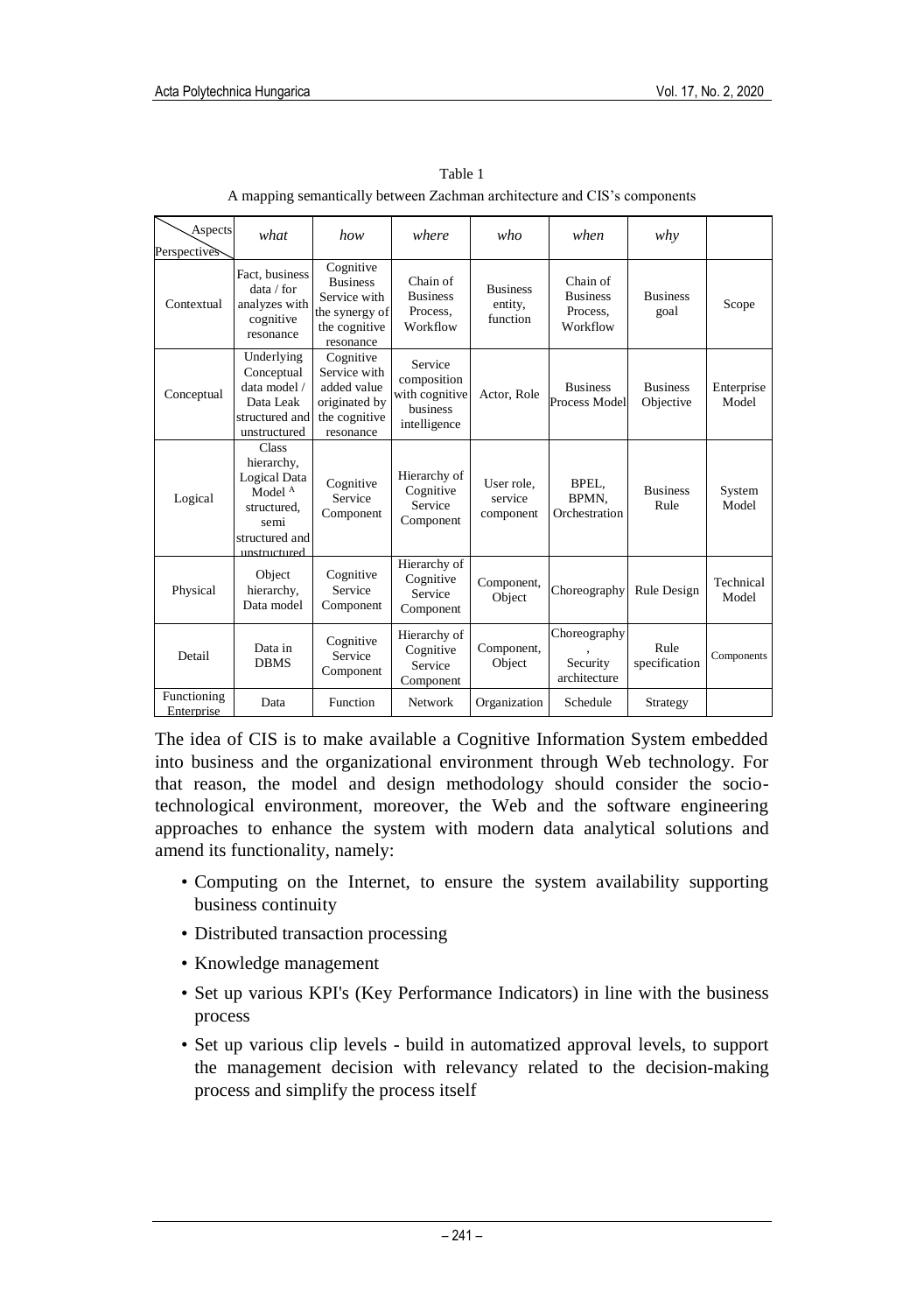Table 1

A mapping semantically between Zachman architecture and CIS's components

| Aspects / Perspectives | *what* | *how* | *where* | *who* | *when* | *why* | |
|---|---|---|---|---|---|---|---|
| Contextual | Fact, business data / for analyzes with cognitive resonance | Cognitive Business Service with the synergy of the cognitive resonance | Chain of Business Process, Workflow | Business entity, function | Chain of Business Process, Workflow | Business goal | Scope |
| Conceptual | Underlying Conceptual data model / Data Leak structured and unstructured | Cognitive Service with added value originated by the cognitive resonance | Service composition with cognitive business intelligence | Actor, Role | Business Process Model | Business Objective | Enterprise Model |
| Logical | Class hierarchy, Logical Data Model [A] structured, semi structured and unstructured | Cognitive Service Component | Hierarchy of Cognitive Service Component | User role, service component | BPEL, BPMN, Orchestration | Business Rule | System Model |
| Physical | Object hierarchy, Data model | Cognitive Service Component | Hierarchy of Cognitive Service Component | Component, Object | Choreography | Rule Design | Technical Model |
| Detail | Data in DBMS | Cognitive Service Component | Hierarchy of Cognitive Service Component | Component, Object | Choreography, Security architecture | Rule specification | Components |
| Functioning Enterprise | Data | Function | Network | Organization | Schedule | Strategy | |

The idea of CIS is to make available a Cognitive Information System embedded into business and the organizational environment through Web technology. For that reason, the model and design methodology should consider the socio-technological environment, moreover, the Web and the software engineering approaches to enhance the system with modern data analytical solutions and amend its functionality, namely:

- Computing on the Internet, to ensure the system availability supporting business continuity
- Distributed transaction processing
- Knowledge management
- Set up various KPI's (Key Performance Indicators) in line with the business process
- Set up various clip levels - build in automatized approval levels, to support the management decision with relevancy related to the decision-making process and simplify the process itself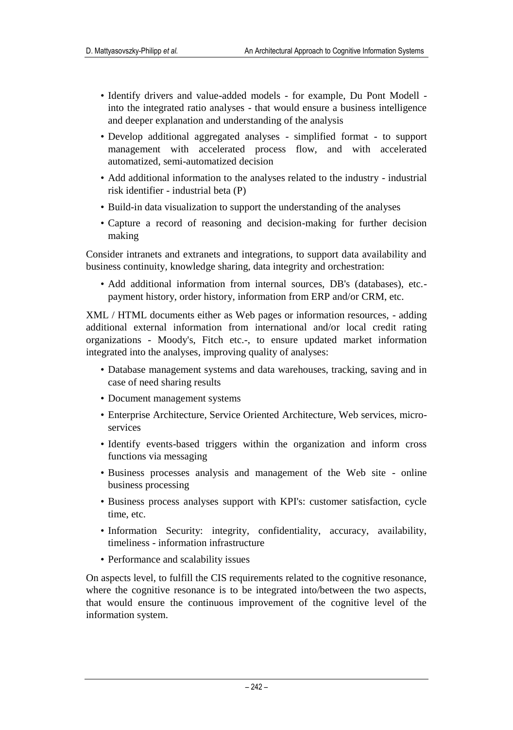- Identify drivers and value-added models - for example, Du Pont Modell - into the integrated ratio analyses - that would ensure a business intelligence and deeper explanation and understanding of the analysis
- Develop additional aggregated analyses - simplified format - to support management with accelerated process flow, and with accelerated automatized, semi-automatized decision
- Add additional information to the analyses related to the industry - industrial risk identifier - industrial beta (P)
- Build-in data visualization to support the understanding of the analyses
- Capture a record of reasoning and decision-making for further decision making

Consider intranets and extranets and integrations, to support data availability and business continuity, knowledge sharing, data integrity and orchestration:

- Add additional information from internal sources, DB's (databases), etc.- payment history, order history, information from ERP and/or CRM, etc.

XML / HTML documents either as Web pages or information resources, - adding additional external information from international and/or local credit rating organizations - Moody's, Fitch etc.-, to ensure updated market information integrated into the analyses, improving quality of analyses:

- Database management systems and data warehouses, tracking, saving and in case of need sharing results
- Document management systems
- Enterprise Architecture, Service Oriented Architecture, Web services, micro-services
- Identify events-based triggers within the organization and inform cross functions via messaging
- Business processes analysis and management of the Web site - online business processing
- Business process analyses support with KPI's: customer satisfaction, cycle time, etc.
- Information Security: integrity, confidentiality, accuracy, availability, timeliness - information infrastructure
- Performance and scalability issues

On aspects level, to fulfill the CIS requirements related to the cognitive resonance, where the cognitive resonance is to be integrated into/between the two aspects, that would ensure the continuous improvement of the cognitive level of the information system.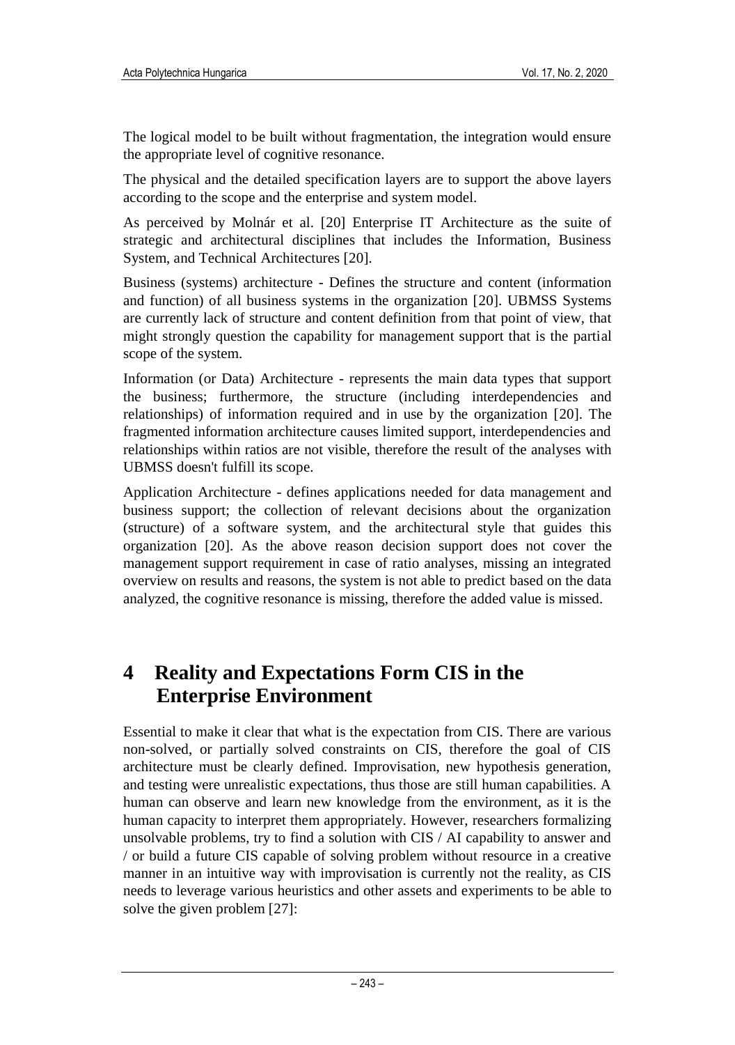The logical model to be built without fragmentation, the integration would ensure the appropriate level of cognitive resonance.

The physical and the detailed specification layers are to support the above layers according to the scope and the enterprise and system model.

As perceived by Molnár et al. [20] Enterprise IT Architecture as the suite of strategic and architectural disciplines that includes the Information, Business System, and Technical Architectures [20].

Business (systems) architecture - Defines the structure and content (information and function) of all business systems in the organization [20]. UBMSS Systems are currently lack of structure and content definition from that point of view, that might strongly question the capability for management support that is the partial scope of the system.

Information (or Data) Architecture - represents the main data types that support the business; furthermore, the structure (including interdependencies and relationships) of information required and in use by the organization [20]. The fragmented information architecture causes limited support, interdependencies and relationships within ratios are not visible, therefore the result of the analyses with UBMSS doesn't fulfill its scope.

Application Architecture - defines applications needed for data management and business support; the collection of relevant decisions about the organization (structure) of a software system, and the architectural style that guides this organization [20]. As the above reason decision support does not cover the management support requirement in case of ratio analyses, missing an integrated overview on results and reasons, the system is not able to predict based on the data analyzed, the cognitive resonance is missing, therefore the added value is missed.

# 4 Reality and Expectations Form CIS in the Enterprise Environment

Essential to make it clear that what is the expectation from CIS. There are various non-solved, or partially solved constraints on CIS, therefore the goal of CIS architecture must be clearly defined. Improvisation, new hypothesis generation, and testing were unrealistic expectations, thus those are still human capabilities. A human can observe and learn new knowledge from the environment, as it is the human capacity to interpret them appropriately. However, researchers formalizing unsolvable problems, try to find a solution with CIS / AI capability to answer and / or build a future CIS capable of solving problem without resource in a creative manner in an intuitive way with improvisation is currently not the reality, as CIS needs to leverage various heuristics and other assets and experiments to be able to solve the given problem [27]: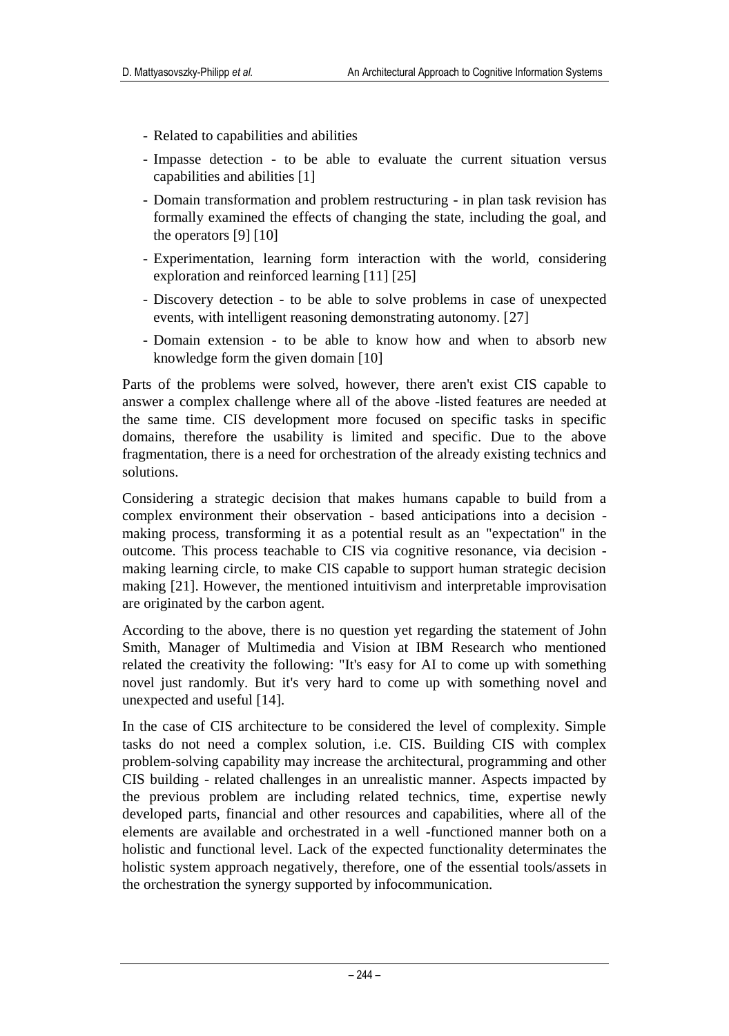- Related to capabilities and abilities
- Impasse detection - to be able to evaluate the current situation versus capabilities and abilities [1]
- Domain transformation and problem restructuring - in plan task revision has formally examined the effects of changing the state, including the goal, and the operators [9] [10]
- Experimentation, learning form interaction with the world, considering exploration and reinforced learning [11] [25]
- Discovery detection - to be able to solve problems in case of unexpected events, with intelligent reasoning demonstrating autonomy. [27]
- Domain extension - to be able to know how and when to absorb new knowledge form the given domain [10]

Parts of the problems were solved, however, there aren't exist CIS capable to answer a complex challenge where all of the above -listed features are needed at the same time. CIS development more focused on specific tasks in specific domains, therefore the usability is limited and specific. Due to the above fragmentation, there is a need for orchestration of the already existing technics and solutions.

Considering a strategic decision that makes humans capable to build from a complex environment their observation - based anticipations into a decision - making process, transforming it as a potential result as an "expectation" in the outcome. This process teachable to CIS via cognitive resonance, via decision - making learning circle, to make CIS capable to support human strategic decision making [21]. However, the mentioned intuitivism and interpretable improvisation are originated by the carbon agent.

According to the above, there is no question yet regarding the statement of John Smith, Manager of Multimedia and Vision at IBM Research who mentioned related the creativity the following: "It's easy for AI to come up with something novel just randomly. But it's very hard to come up with something novel and unexpected and useful [14].

In the case of CIS architecture to be considered the level of complexity. Simple tasks do not need a complex solution, i.e. CIS. Building CIS with complex problem-solving capability may increase the architectural, programming and other CIS building - related challenges in an unrealistic manner. Aspects impacted by the previous problem are including related technics, time, expertise newly developed parts, financial and other resources and capabilities, where all of the elements are available and orchestrated in a well -functioned manner both on a holistic and functional level. Lack of the expected functionality determinates the holistic system approach negatively, therefore, one of the essential tools/assets in the orchestration the synergy supported by infocommunication.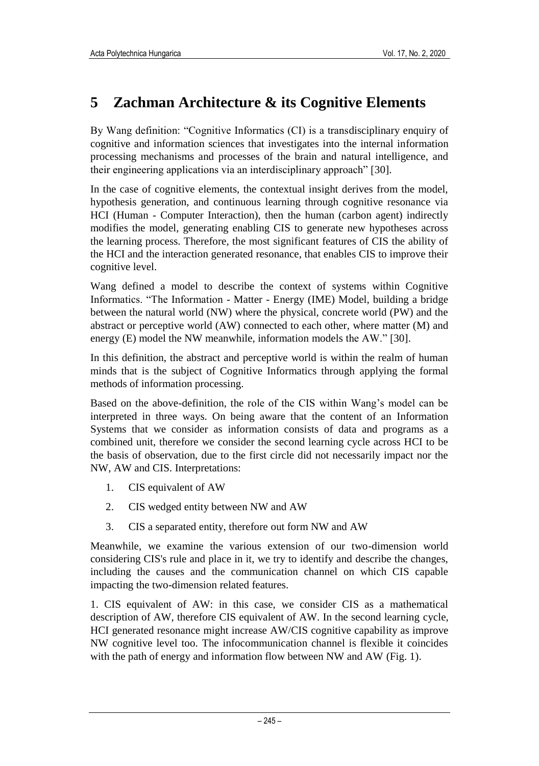# 5 Zachman Architecture & its Cognitive Elements

By Wang definition: "Cognitive Informatics (CI) is a transdisciplinary enquiry of cognitive and information sciences that investigates into the internal information processing mechanisms and processes of the brain and natural intelligence, and their engineering applications via an interdisciplinary approach" [30].

In the case of cognitive elements, the contextual insight derives from the model, hypothesis generation, and continuous learning through cognitive resonance via HCI (Human - Computer Interaction), then the human (carbon agent) indirectly modifies the model, generating enabling CIS to generate new hypotheses across the learning process. Therefore, the most significant features of CIS the ability of the HCI and the interaction generated resonance, that enables CIS to improve their cognitive level.

Wang defined a model to describe the context of systems within Cognitive Informatics. "The Information - Matter - Energy (IME) Model, building a bridge between the natural world (NW) where the physical, concrete world (PW) and the abstract or perceptive world (AW) connected to each other, where matter (M) and energy (E) model the NW meanwhile, information models the AW." [30].

In this definition, the abstract and perceptive world is within the realm of human minds that is the subject of Cognitive Informatics through applying the formal methods of information processing.

Based on the above-definition, the role of the CIS within Wang's model can be interpreted in three ways. On being aware that the content of an Information Systems that we consider as information consists of data and programs as a combined unit, therefore we consider the second learning cycle across HCI to be the basis of observation, due to the first circle did not necessarily impact nor the NW, AW and CIS. Interpretations:

1. CIS equivalent of AW
2. CIS wedged entity between NW and AW
3. CIS a separated entity, therefore out form NW and AW

Meanwhile, we examine the various extension of our two-dimension world considering CIS's rule and place in it, we try to identify and describe the changes, including the causes and the communication channel on which CIS capable impacting the two-dimension related features.

1. CIS equivalent of AW: in this case, we consider CIS as a mathematical description of AW, therefore CIS equivalent of AW. In the second learning cycle, HCI generated resonance might increase AW/CIS cognitive capability as improve NW cognitive level too. The infocommunication channel is flexible it coincides with the path of energy and information flow between NW and AW (Fig. 1).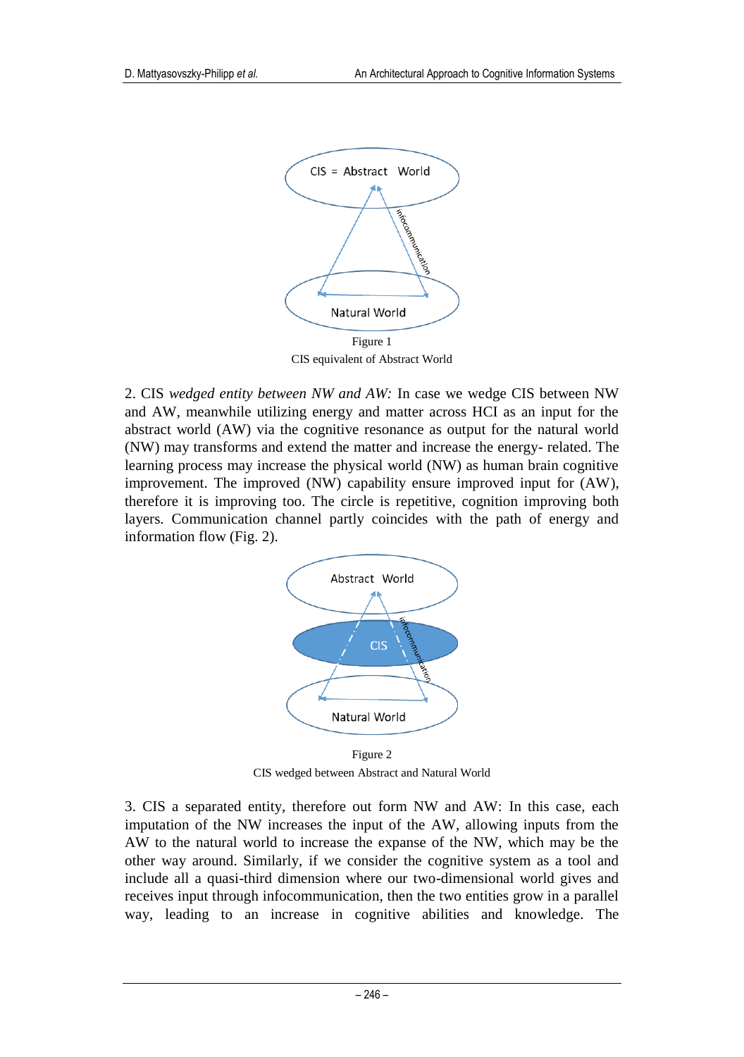Figure 1

CIS equivalent of Abstract World

2. CIS *wedged entity between NW and AW:* In case we wedge CIS between NW and AW, meanwhile utilizing energy and matter across HCI as an input for the abstract world (AW) via the cognitive resonance as output for the natural world (NW) may transforms and extend the matter and increase the energy- related. The learning process may increase the physical world (NW) as human brain cognitive improvement. The improved (NW) capability ensure improved input for (AW), therefore it is improving too. The circle is repetitive, cognition improving both layers. Communication channel partly coincides with the path of energy and information flow (Fig. 2).

Figure 2

CIS wedged between Abstract and Natural World

3. CIS a separated entity, therefore out form NW and AW: In this case, each imputation of the NW increases the input of the AW, allowing inputs from the AW to the natural world to increase the expanse of the NW, which may be the other way around. Similarly, if we consider the cognitive system as a tool and include all a quasi-third dimension where our two-dimensional world gives and receives input through infocommunication, then the two entities grow in a parallel way, leading to an increase in cognitive abilities and knowledge. The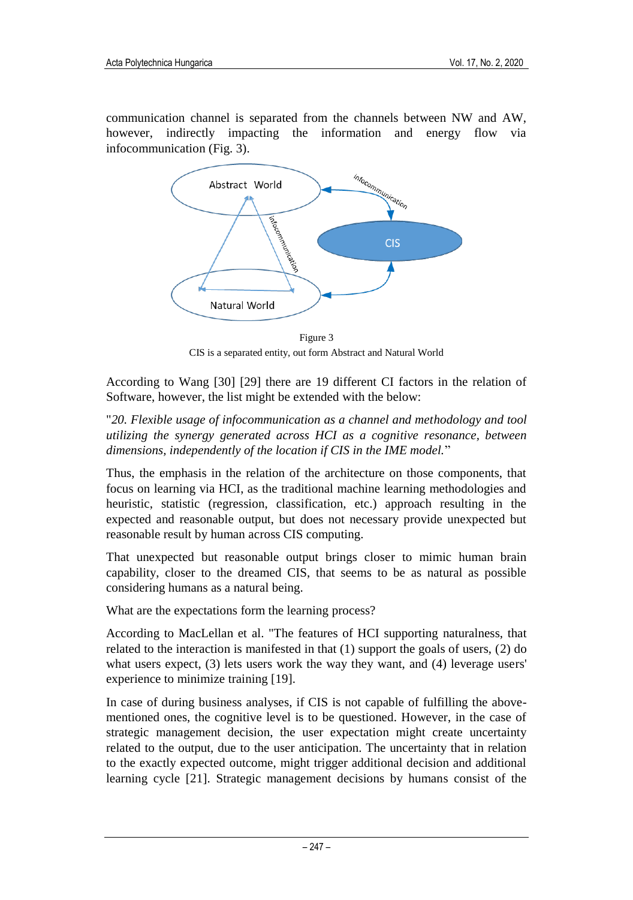communication channel is separated from the channels between NW and AW, however, indirectly impacting the information and energy flow via infocommunication (Fig. 3).

Figure 3

CIS is a separated entity, out form Abstract and Natural World

According to Wang [30] [29] there are 19 different CI factors in the relation of Software, however, the list might be extended with the below:

"*20. Flexible usage of infocommunication as a channel and methodology and tool utilizing the synergy generated across HCI as a cognitive resonance, between dimensions, independently of the location if CIS in the IME model.*"

Thus, the emphasis in the relation of the architecture on those components, that focus on learning via HCI, as the traditional machine learning methodologies and heuristic, statistic (regression, classification, etc.) approach resulting in the expected and reasonable output, but does not necessary provide unexpected but reasonable result by human across CIS computing.

That unexpected but reasonable output brings closer to mimic human brain capability, closer to the dreamed CIS, that seems to be as natural as possible considering humans as a natural being.

What are the expectations form the learning process?

According to MacLellan et al. "The features of HCI supporting naturalness, that related to the interaction is manifested in that (1) support the goals of users, (2) do what users expect, (3) lets users work the way they want, and (4) leverage users' experience to minimize training [19].

In case of during business analyses, if CIS is not capable of fulfilling the above-mentioned ones, the cognitive level is to be questioned. However, in the case of strategic management decision, the user expectation might create uncertainty related to the output, due to the user anticipation. The uncertainty that in relation to the exactly expected outcome, might trigger additional decision and additional learning cycle [21]. Strategic management decisions by humans consist of the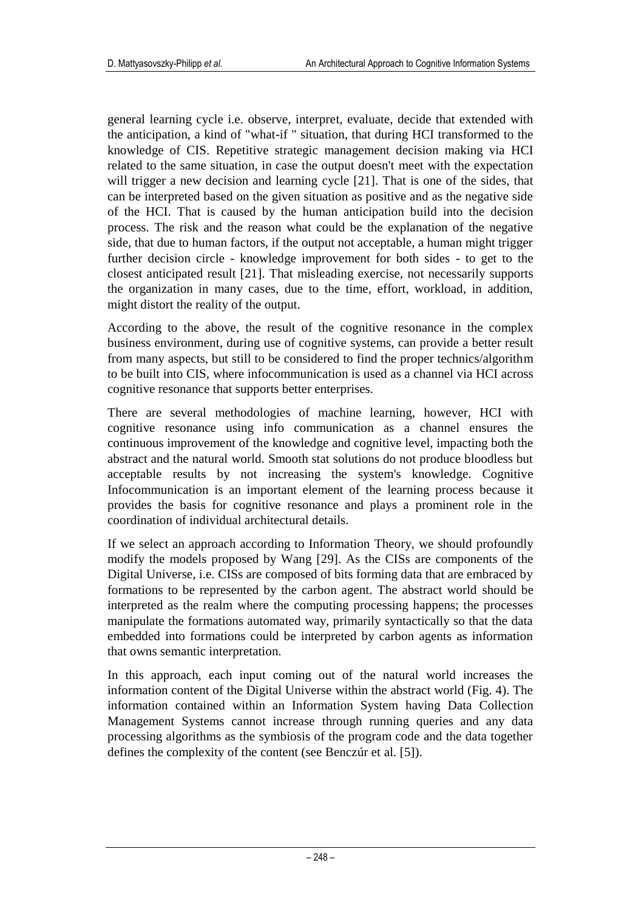general learning cycle i.e. observe, interpret, evaluate, decide that extended with the anticipation, a kind of "what-if " situation, that during HCI transformed to the knowledge of CIS. Repetitive strategic management decision making via HCI related to the same situation, in case the output doesn't meet with the expectation will trigger a new decision and learning cycle [21]. That is one of the sides, that can be interpreted based on the given situation as positive and as the negative side of the HCI. That is caused by the human anticipation build into the decision process. The risk and the reason what could be the explanation of the negative side, that due to human factors, if the output not acceptable, a human might trigger further decision circle - knowledge improvement for both sides - to get to the closest anticipated result [21]. That misleading exercise, not necessarily supports the organization in many cases, due to the time, effort, workload, in addition, might distort the reality of the output.

According to the above, the result of the cognitive resonance in the complex business environment, during use of cognitive systems, can provide a better result from many aspects, but still to be considered to find the proper technics/algorithm to be built into CIS, where infocommunication is used as a channel via HCI across cognitive resonance that supports better enterprises.

There are several methodologies of machine learning, however, HCI with cognitive resonance using info communication as a channel ensures the continuous improvement of the knowledge and cognitive level, impacting both the abstract and the natural world. Smooth stat solutions do not produce bloodless but acceptable results by not increasing the system's knowledge. Cognitive Infocommunication is an important element of the learning process because it provides the basis for cognitive resonance and plays a prominent role in the coordination of individual architectural details.

If we select an approach according to Information Theory, we should profoundly modify the models proposed by Wang [29]. As the CISs are components of the Digital Universe, i.e. CISs are composed of bits forming data that are embraced by formations to be represented by the carbon agent. The abstract world should be interpreted as the realm where the computing processing happens; the processes manipulate the formations automated way, primarily syntactically so that the data embedded into formations could be interpreted by carbon agents as information that owns semantic interpretation.

In this approach, each input coming out of the natural world increases the information content of the Digital Universe within the abstract world (Fig. 4). The information contained within an Information System having Data Collection Management Systems cannot increase through running queries and any data processing algorithms as the symbiosis of the program code and the data together defines the complexity of the content (see Benczúr et al. [5]).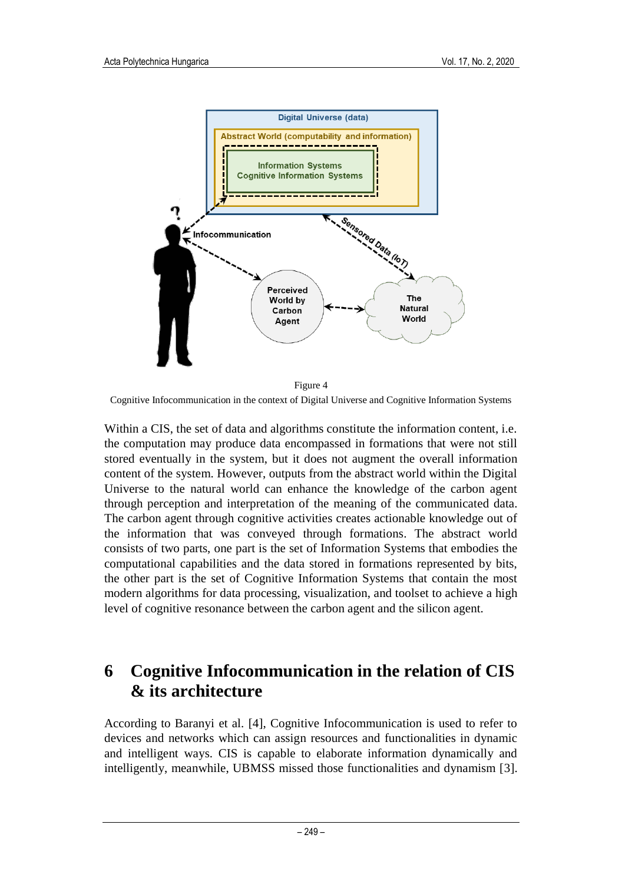Figure 4

Cognitive Infocommunication in the context of Digital Universe and Cognitive Information Systems

Within a CIS, the set of data and algorithms constitute the information content, i.e. the computation may produce data encompassed in formations that were not still stored eventually in the system, but it does not augment the overall information content of the system. However, outputs from the abstract world within the Digital Universe to the natural world can enhance the knowledge of the carbon agent through perception and interpretation of the meaning of the communicated data. The carbon agent through cognitive activities creates actionable knowledge out of the information that was conveyed through formations. The abstract world consists of two parts, one part is the set of Information Systems that embodies the computational capabilities and the data stored in formations represented by bits, the other part is the set of Cognitive Information Systems that contain the most modern algorithms for data processing, visualization, and toolset to achieve a high level of cognitive resonance between the carbon agent and the silicon agent.

# 6 Cognitive Infocommunication in the relation of CIS & its architecture

According to Baranyi et al. [4], Cognitive Infocommunication is used to refer to devices and networks which can assign resources and functionalities in dynamic and intelligent ways. CIS is capable to elaborate information dynamically and intelligently, meanwhile, UBMSS missed those functionalities and dynamism [3].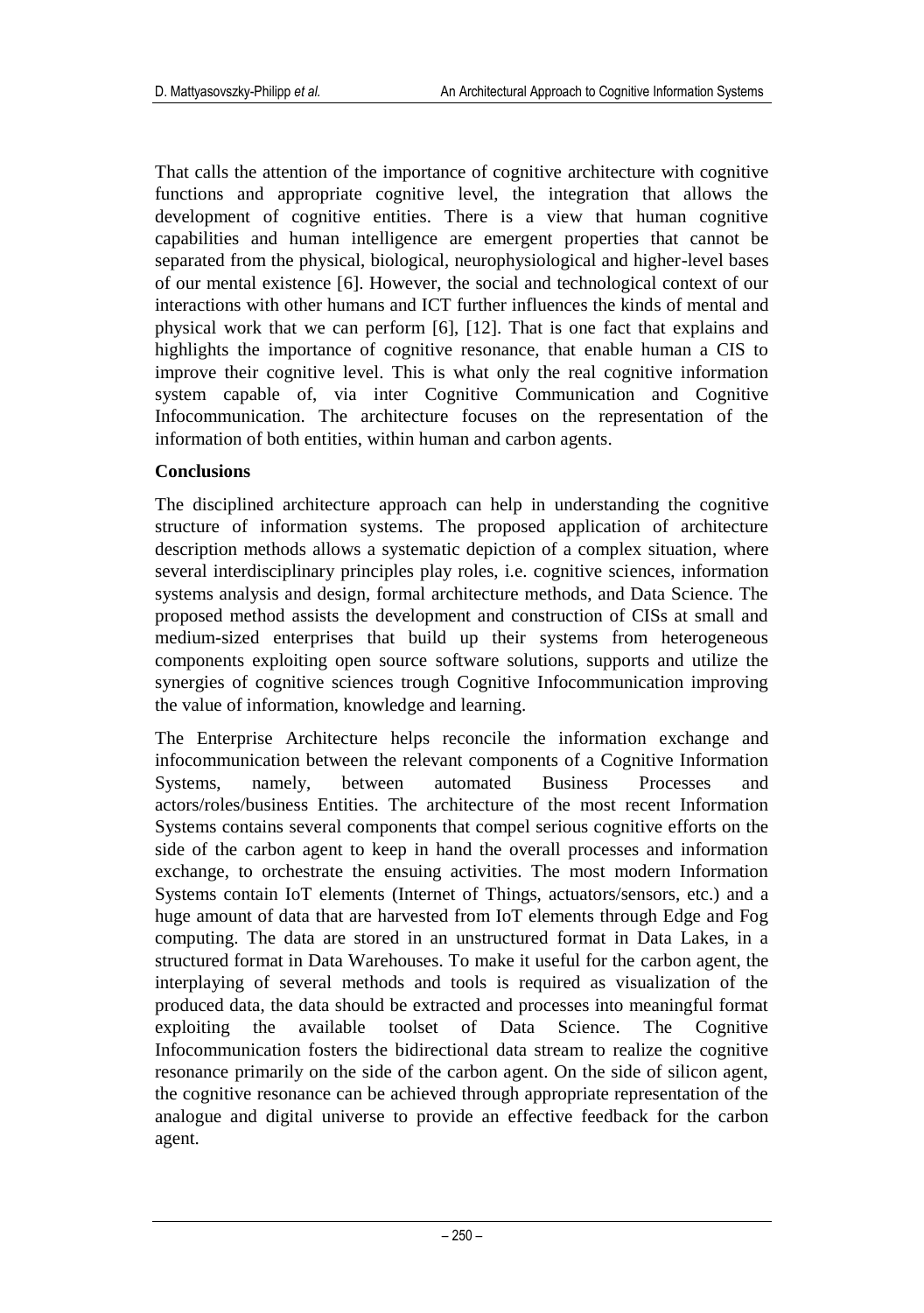That calls the attention of the importance of cognitive architecture with cognitive functions and appropriate cognitive level, the integration that allows the development of cognitive entities. There is a view that human cognitive capabilities and human intelligence are emergent properties that cannot be separated from the physical, biological, neurophysiological and higher-level bases of our mental existence [6]. However, the social and technological context of our interactions with other humans and ICT further influences the kinds of mental and physical work that we can perform [6], [12]. That is one fact that explains and highlights the importance of cognitive resonance, that enable human a CIS to improve their cognitive level. This is what only the real cognitive information system capable of, via inter Cognitive Communication and Cognitive Infocommunication. The architecture focuses on the representation of the information of both entities, within human and carbon agents.

## Conclusions

The disciplined architecture approach can help in understanding the cognitive structure of information systems. The proposed application of architecture description methods allows a systematic depiction of a complex situation, where several interdisciplinary principles play roles, i.e. cognitive sciences, information systems analysis and design, formal architecture methods, and Data Science. The proposed method assists the development and construction of CISs at small and medium-sized enterprises that build up their systems from heterogeneous components exploiting open source software solutions, supports and utilize the synergies of cognitive sciences trough Cognitive Infocommunication improving the value of information, knowledge and learning.

The Enterprise Architecture helps reconcile the information exchange and infocommunication between the relevant components of a Cognitive Information Systems, namely, between automated Business Processes and actors/roles/business Entities. The architecture of the most recent Information Systems contains several components that compel serious cognitive efforts on the side of the carbon agent to keep in hand the overall processes and information exchange, to orchestrate the ensuing activities. The most modern Information Systems contain IoT elements (Internet of Things, actuators/sensors, etc.) and a huge amount of data that are harvested from IoT elements through Edge and Fog computing. The data are stored in an unstructured format in Data Lakes, in a structured format in Data Warehouses. To make it useful for the carbon agent, the interplaying of several methods and tools is required as visualization of the produced data, the data should be extracted and processes into meaningful format exploiting the available toolset of Data Science. The Cognitive Infocommunication fosters the bidirectional data stream to realize the cognitive resonance primarily on the side of the carbon agent. On the side of silicon agent, the cognitive resonance can be achieved through appropriate representation of the analogue and digital universe to provide an effective feedback for the carbon agent.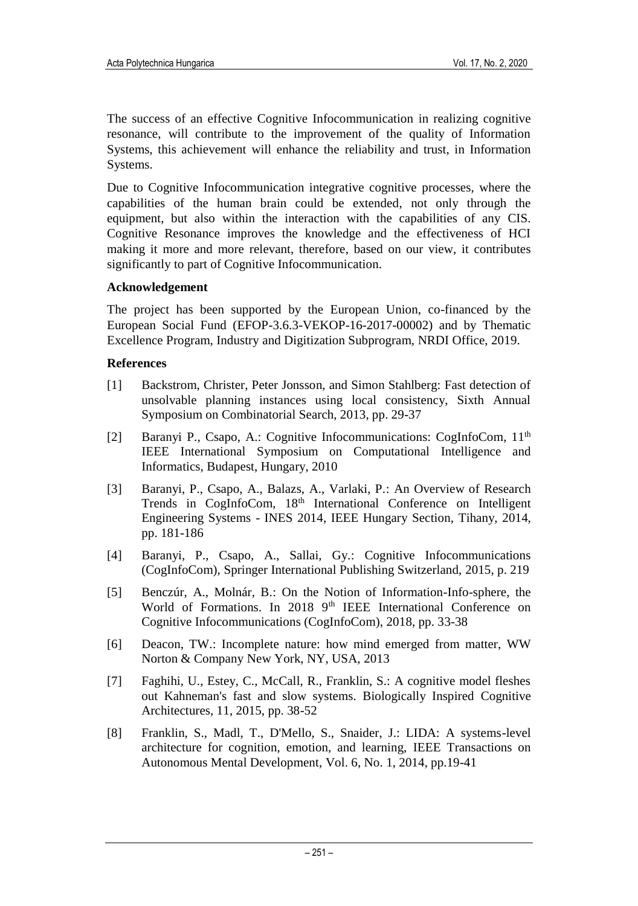The success of an effective Cognitive Infocommunication in realizing cognitive resonance, will contribute to the improvement of the quality of Information Systems, this achievement will enhance the reliability and trust, in Information Systems.

Due to Cognitive Infocommunication integrative cognitive processes, where the capabilities of the human brain could be extended, not only through the equipment, but also within the interaction with the capabilities of any CIS. Cognitive Resonance improves the knowledge and the effectiveness of HCI making it more and more relevant, therefore, based on our view, it contributes significantly to part of Cognitive Infocommunication.

### Acknowledgement

The project has been supported by the European Union, co-financed by the European Social Fund (EFOP-3.6.3-VEKOP-16-2017-00002) and by Thematic Excellence Program, Industry and Digitization Subprogram, NRDI Office, 2019.

### References

[1] Backstrom, Christer, Peter Jonsson, and Simon Stahlberg: Fast detection of unsolvable planning instances using local consistency, Sixth Annual Symposium on Combinatorial Search, 2013, pp. 29-37

[2] Baranyi P., Csapo, A.: Cognitive Infocommunications: CogInfoCom, 11th IEEE International Symposium on Computational Intelligence and Informatics, Budapest, Hungary, 2010

[3] Baranyi, P., Csapo, A., Balazs, A., Varlaki, P.: An Overview of Research Trends in CogInfoCom, 18th International Conference on Intelligent Engineering Systems - INES 2014, IEEE Hungary Section, Tihany, 2014, pp. 181-186

[4] Baranyi, P., Csapo, A., Sallai, Gy.: Cognitive Infocommunications (CogInfoCom), Springer International Publishing Switzerland, 2015, p. 219

[5] Benczúr, A., Molnár, B.: On the Notion of Information-Info-sphere, the World of Formations. In 2018 9th IEEE International Conference on Cognitive Infocommunications (CogInfoCom), 2018, pp. 33-38

[6] Deacon, TW.: Incomplete nature: how mind emerged from matter, WW Norton & Company New York, NY, USA, 2013

[7] Faghihi, U., Estey, C., McCall, R., Franklin, S.: A cognitive model fleshes out Kahneman's fast and slow systems. Biologically Inspired Cognitive Architectures, 11, 2015, pp. 38-52

[8] Franklin, S., Madl, T., D'Mello, S., Snaider, J.: LIDA: A systems-level architecture for cognition, emotion, and learning, IEEE Transactions on Autonomous Mental Development, Vol. 6, No. 1, 2014, pp.19-41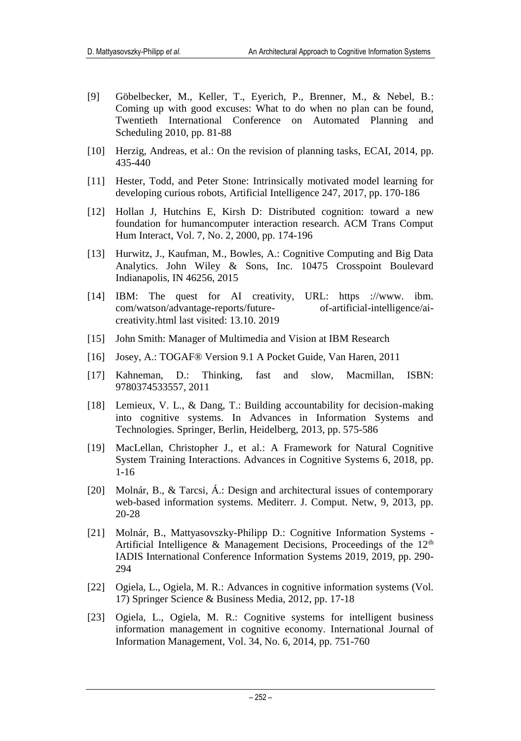[9] Göbelbecker, M., Keller, T., Eyerich, P., Brenner, M., & Nebel, B.: Coming up with good excuses: What to do when no plan can be found, Twentieth International Conference on Automated Planning and Scheduling 2010, pp. 81-88

[10] Herzig, Andreas, et al.: On the revision of planning tasks, ECAI, 2014, pp. 435-440

[11] Hester, Todd, and Peter Stone: Intrinsically motivated model learning for developing curious robots, Artificial Intelligence 247, 2017, pp. 170-186

[12] Hollan J, Hutchins E, Kirsh D: Distributed cognition: toward a new foundation for humancomputer interaction research. ACM Trans Comput Hum Interact, Vol. 7, No. 2, 2000, pp. 174-196

[13] Hurwitz, J., Kaufman, M., Bowles, A.: Cognitive Computing and Big Data Analytics. John Wiley & Sons, Inc. 10475 Crosspoint Boulevard Indianapolis, IN 46256, 2015

[14] IBM: The quest for AI creativity, URL: https ://www. ibm. com/watson/advantage-reports/future- of-artificial-intelligence/ai-creativity.html last visited: 13.10. 2019

[15] John Smith: Manager of Multimedia and Vision at IBM Research

[16] Josey, A.: TOGAF® Version 9.1 A Pocket Guide, Van Haren, 2011

[17] Kahneman, D.: Thinking, fast and slow, Macmillan, ISBN: 9780374533557, 2011

[18] Lemieux, V. L., & Dang, T.: Building accountability for decision-making into cognitive systems. In Advances in Information Systems and Technologies. Springer, Berlin, Heidelberg, 2013, pp. 575-586

[19] MacLellan, Christopher J., et al.: A Framework for Natural Cognitive System Training Interactions. Advances in Cognitive Systems 6, 2018, pp. 1-16

[20] Molnár, B., & Tarcsi, Á.: Design and architectural issues of contemporary web-based information systems. Mediterr. J. Comput. Netw, 9, 2013, pp. 20-28

[21] Molnár, B., Mattyasovszky-Philipp D.: Cognitive Information Systems - Artificial Intelligence & Management Decisions, Proceedings of the 12th IADIS International Conference Information Systems 2019, 2019, pp. 290-294

[22] Ogiela, L., Ogiela, M. R.: Advances in cognitive information systems (Vol. 17) Springer Science & Business Media, 2012, pp. 17-18

[23] Ogiela, L., Ogiela, M. R.: Cognitive systems for intelligent business information management in cognitive economy. International Journal of Information Management, Vol. 34, No. 6, 2014, pp. 751-760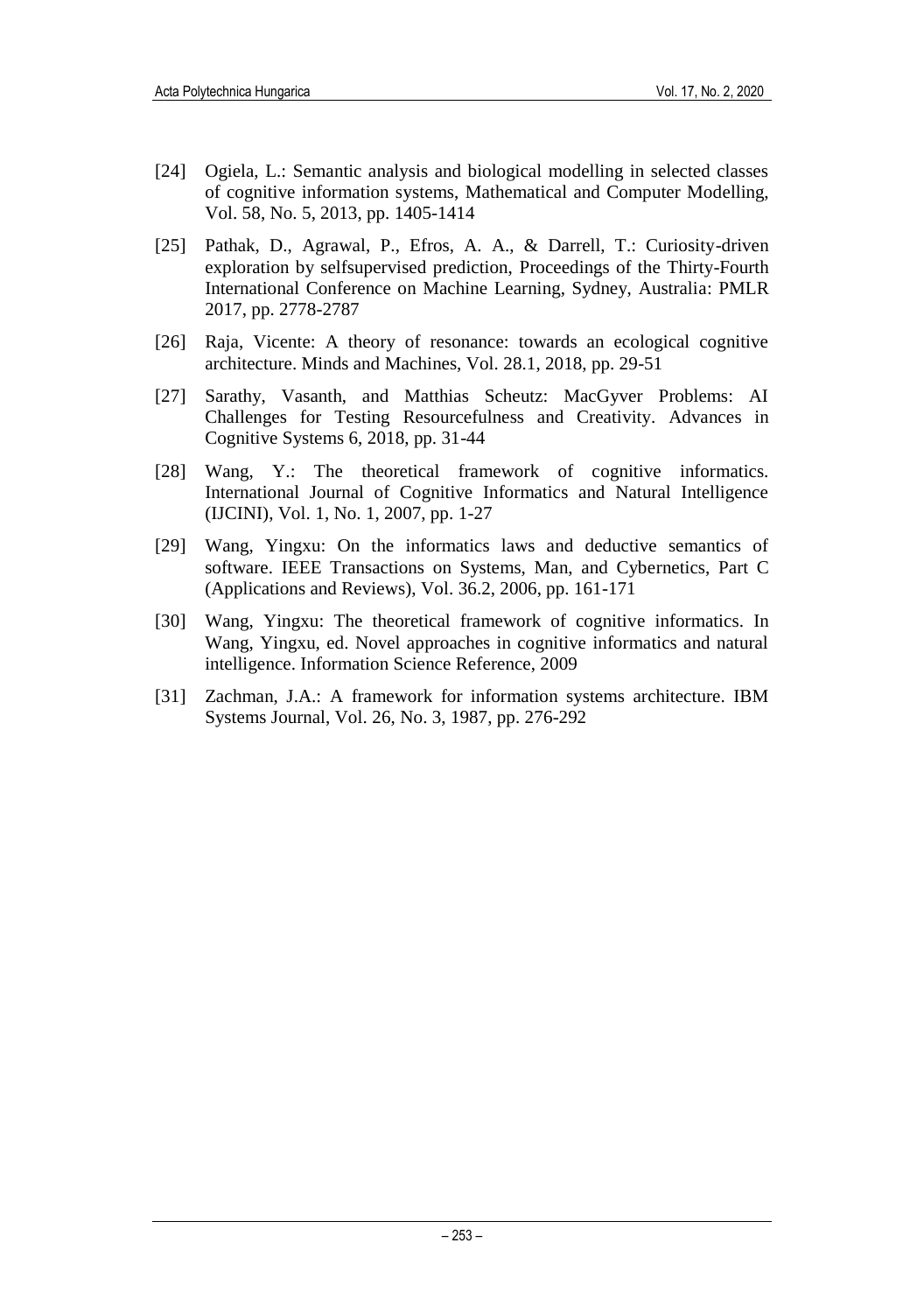[24] Ogiela, L.: Semantic analysis and biological modelling in selected classes of cognitive information systems, Mathematical and Computer Modelling, Vol. 58, No. 5, 2013, pp. 1405-1414

[25] Pathak, D., Agrawal, P., Efros, A. A., & Darrell, T.: Curiosity-driven exploration by selfsupervised prediction, Proceedings of the Thirty-Fourth International Conference on Machine Learning, Sydney, Australia: PMLR 2017, pp. 2778-2787

[26] Raja, Vicente: A theory of resonance: towards an ecological cognitive architecture. Minds and Machines, Vol. 28.1, 2018, pp. 29-51

[27] Sarathy, Vasanth, and Matthias Scheutz: MacGyver Problems: AI Challenges for Testing Resourcefulness and Creativity. Advances in Cognitive Systems 6, 2018, pp. 31-44

[28] Wang, Y.: The theoretical framework of cognitive informatics. International Journal of Cognitive Informatics and Natural Intelligence (IJCINI), Vol. 1, No. 1, 2007, pp. 1-27

[29] Wang, Yingxu: On the informatics laws and deductive semantics of software. IEEE Transactions on Systems, Man, and Cybernetics, Part C (Applications and Reviews), Vol. 36.2, 2006, pp. 161-171

[30] Wang, Yingxu: The theoretical framework of cognitive informatics. In Wang, Yingxu, ed. Novel approaches in cognitive informatics and natural intelligence. Information Science Reference, 2009

[31] Zachman, J.A.: A framework for information systems architecture. IBM Systems Journal, Vol. 26, No. 3, 1987, pp. 276-292